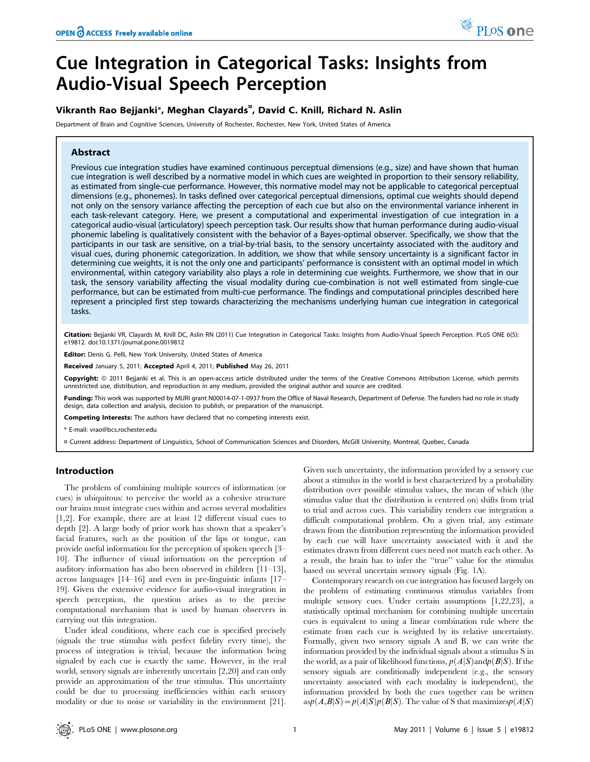# Cue Integration in Categorical Tasks: Insights from Audio-Visual Speech Perception

**Vikranth Rao Bejjanki*, Meghan Clayards¤, David C. Knill, Richard N. Aslin**

Department of Brain and Cognitive Sciences, University of Rochester, Rochester, New York, United States of America

## Abstract

Previous cue integration studies have examined continuous perceptual dimensions (e.g., size) and have shown that human cue integration is well described by a normative model in which cues are weighted in proportion to their sensory reliability, as estimated from single-cue performance. However, this normative model may not be applicable to categorical perceptual dimensions (e.g., phonemes). In tasks defined over categorical perceptual dimensions, optimal cue weights should depend not only on the sensory variance affecting the perception of each cue but also on the environmental variance inherent in each task-relevant category. Here, we present a computational and experimental investigation of cue integration in a categorical audio-visual (articulatory) speech perception task. Our results show that human performance during audio-visual phonemic labeling is qualitatively consistent with the behavior of a Bayes-optimal observer. Specifically, we show that the participants in our task are sensitive, on a trial-by-trial basis, to the sensory uncertainty associated with the auditory and visual cues, during phonemic categorization. In addition, we show that while sensory uncertainty is a significant factor in determining cue weights, it is not the only one and participants' performance is consistent with an optimal model in which environmental, within category variability also plays a role in determining cue weights. Furthermore, we show that in our task, the sensory variability affecting the visual modality during cue-combination is not well estimated from single-cue performance, but can be estimated from multi-cue performance. The findings and computational principles described here represent a principled first step towards characterizing the mechanisms underlying human cue integration in categorical tasks.

**Citation:** Bejjanki VR, Clayards M, Knill DC, Aslin RN (2011) Cue Integration in Categorical Tasks: Insights from Audio-Visual Speech Perception. PLoS ONE 6(5): e19812. doi:10.1371/journal.pone.0019812

**Editor:** Denis G. Pelli, New York University, United States of America

**Received** January 5, 2011; **Accepted** April 4, 2011; **Published** May 26, 2011

**Copyright:** © 2011 Bejjanki et al. This is an open-access article distributed under the terms of the Creative Commons Attribution License, which permits unrestricted use, distribution, and reproduction in any medium, provided the original author and source are credited.

**Funding:** This work was supported by MURI grant N00014-07-1-0937 from the Office of Naval Research, Department of Defense. The funders had no role in study design, data collection and analysis, decision to publish, or preparation of the manuscript.

**Competing Interests:** The authors have declared that no competing interests exist.

* E-mail: vrao@bcs.rochester.edu

¤ Current address: Department of Linguistics, School of Communication Sciences and Disorders, McGill University, Montreal, Quebec, Canada

## Introduction

The problem of combining multiple sources of information (or cues) is ubiquitous: to perceive the world as a cohesive structure our brains must integrate cues within and across several modalities [1,2]. For example, there are at least 12 different visual cues to depth [2]. A large body of prior work has shown that a speaker's facial features, such as the position of the lips or tongue, can provide useful information for the perception of spoken speech [3–10]. The influence of visual information on the perception of auditory information has also been observed in children [11–13], across languages [14–16] and even in pre-linguistic infants [17–19]. Given the extensive evidence for audio-visual integration in speech perception, the question arises as to the precise computational mechanism that is used by human observers in carrying out this integration.

Under ideal conditions, where each cue is specified precisely (signals the true stimulus with perfect fidelity every time), the process of integration is trivial, because the information being signaled by each cue is exactly the same. However, in the real world, sensory signals are inherently uncertain [2,20] and can only provide an approximation of the true stimulus. This uncertainty could be due to processing inefficiencies within each sensory modality or due to noise or variability in the environment [21].

Given such uncertainty, the information provided by a sensory cue about a stimulus in the world is best characterized by a probability distribution over possible stimulus values, the mean of which (the stimulus value that the distribution is centered on) shifts from trial to trial and across cues. This variability renders cue integration a difficult computational problem. On a given trial, any estimate drawn from the distribution representing the information provided by each cue will have uncertainty associated with it and the estimates drawn from different cues need not match each other. As a result, the brain has to infer the "true" value for the stimulus based on several uncertain sensory signals (Fig. 1A).

Contemporary research on cue integration has focused largely on the problem of estimating continuous stimulus variables from multiple sensory cues. Under certain assumptions [1,22,23], a statistically optimal mechanism for combining multiple uncertain cues is equivalent to using a linear combination rule where the estimate from each cue is weighted by its relative uncertainty. Formally, given two sensory signals A and B, we can write the information provided by the individual signals about a stimulus S in the world, as a pair of likelihood functions, $p(A|S)$ and $p(B|S)$. If the sensory signals are conditionally independent (e.g., the sensory uncertainty associated with each modality is independent), the information provided by both the cues together can be written as $p(A,B|S) = p(A|S)p(B|S)$. The value of S that maximizes $p(A|S)$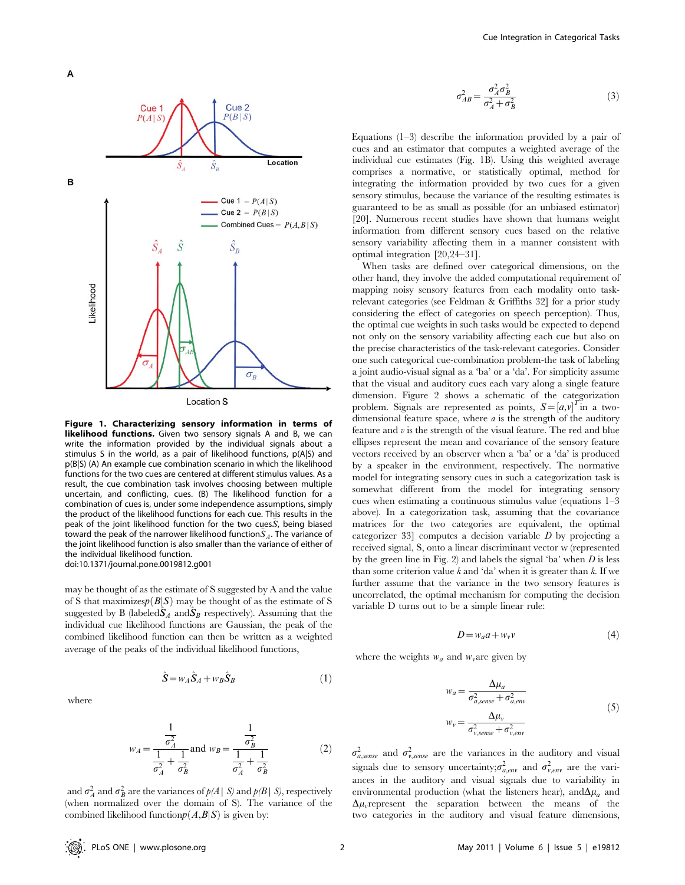**Figure 1. Characterizing sensory information in terms of likelihood functions.** Given two sensory signals A and B, we can write the information provided by the individual signals about a stimulus S in the world, as a pair of likelihood functions, p(A|S) and p(B|S) (A) An example cue combination scenario in which the likelihood functions for the two cues are centered at different stimulus values. As a result, the cue combination task involves choosing between multiple uncertain, and conflicting, cues. (B) The likelihood function for a combination of cues is, under some independence assumptions, simply the product of the likelihood functions for each cue. This results in the peak of the joint likelihood function for the two cues $\hat{S}$, being biased toward the peak of the narrower likelihood function $\hat{S}_A$. The variance of the joint likelihood function is also smaller than the variance of either of the individual likelihood function.
doi:10.1371/journal.pone.0019812.g001

may be thought of as the estimate of S suggested by A and the value of S that maximizes $p(B|S)$ may be thought of as the estimate of S suggested by B (labeled $\hat{S}_A$ and $\hat{S}_B$ respectively). Assuming that the individual cue likelihood functions are Gaussian, the peak of the combined likelihood function can then be written as a weighted average of the peaks of the individual likelihood functions,

$$\hat{S} = w_A \hat{S}_A + w_B \hat{S}_B \tag{1}$$

where

$$w_A = \frac{\frac{1}{\sigma_A^2}}{\frac{1}{\sigma_A^2} + \frac{1}{\sigma_B^2}} \text{ and } w_B = \frac{\frac{1}{\sigma_B^2}}{\frac{1}{\sigma_A^2} + \frac{1}{\sigma_B^2}} \tag{2}$$

and $\sigma_A^2$ and $\sigma_B^2$ are the variances of $p(A|S)$ and $p(B|S)$, respectively (when normalized over the domain of S). The variance of the combined likelihood function $p(A,B|S)$ is given by:

$$\sigma_{AB}^2 = \frac{\sigma_A^2 \sigma_B^2}{\sigma_A^2 + \sigma_B^2} \tag{3}$$

Equations (1–3) describe the information provided by a pair of cues and an estimator that computes a weighted average of the individual cue estimates (Fig. 1B). Using this weighted average comprises a normative, or statistically optimal, method for integrating the information provided by two cues for a given sensory stimulus, because the variance of the resulting estimates is guaranteed to be as small as possible (for an unbiased estimator) [20]. Numerous recent studies have shown that humans weight information from different sensory cues based on the relative sensory variability affecting them in a manner consistent with optimal integration [20,24–31].

When tasks are defined over categorical dimensions, on the other hand, they involve the added computational requirement of mapping noisy sensory features from each modality onto task-relevant categories (see Feldman & Griffiths 32] for a prior study considering the effect of categories on speech perception). Thus, the optimal cue weights in such tasks would be expected to depend not only on the sensory variability affecting each cue but also on the precise characteristics of the task-relevant categories. Consider one such categorical cue-combination problem-the task of labeling a joint audio-visual signal as a 'ba' or a 'da'. For simplicity assume that the visual and auditory cues each vary along a single feature dimension. Figure 2 shows a schematic of the categorization problem. Signals are represented as points, $S = [a, v]^T$ in a two-dimensional feature space, where $a$ is the strength of the auditory feature and $v$ is the strength of the visual feature. The red and blue ellipses represent the mean and covariance of the sensory feature vectors received by an observer when a 'ba' or a 'da' is produced by a speaker in the environment, respectively. The normative model for integrating sensory cues in such a categorization task is somewhat different from the model for integrating sensory cues when estimating a continuous stimulus value (equations 1–3 above). In a categorization task, assuming that the covariance matrices for the two categories are equivalent, the optimal categorizer 33] computes a decision variable $D$ by projecting a received signal, S, onto a linear discriminant vector w (represented by the green line in Fig. 2) and labels the signal 'ba' when $D$ is less than some criterion value $k$ and 'da' when it is greater than $k$. If we further assume that the variance in the two sensory features is uncorrelated, the optimal mechanism for computing the decision variable D turns out to be a simple linear rule:

$$D = w_a a + w_v v \tag{4}$$

where the weights $w_a$ and $w_v$ are given by

$$w_a = \frac{\Delta\mu_a}{\sigma_{a,sense}^2 + \sigma_{a,env}^2}$$
$$w_v = \frac{\Delta\mu_v}{\sigma_{v,sense}^2 + \sigma_{v,env}^2} \tag{5}$$

$\sigma_{a,sense}^2$ and $\sigma_{v,sense}^2$ are the variances in the auditory and visual signals due to sensory uncertainty; $\sigma_{a,env}^2$ and $\sigma_{v,env}^2$ are the variances in the auditory and visual signals due to variability in environmental production (what the listeners hear), and $\Delta\mu_a$ and $\Delta\mu_v$ represent the separation between the means of the two categories in the auditory and visual feature dimensions,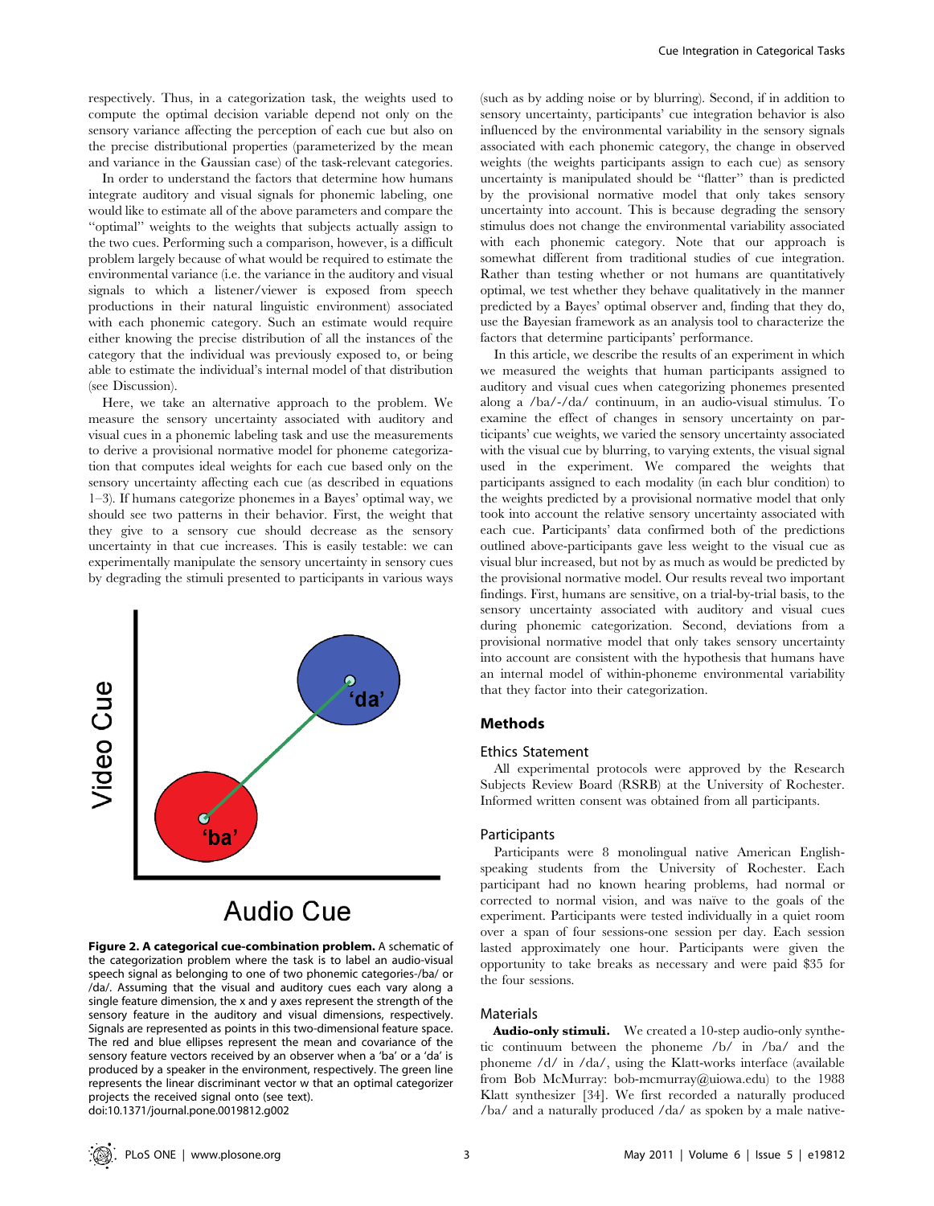respectively. Thus, in a categorization task, the weights used to compute the optimal decision variable depend not only on the sensory variance affecting the perception of each cue but also on the precise distributional properties (parameterized by the mean and variance in the Gaussian case) of the task-relevant categories.

In order to understand the factors that determine how humans integrate auditory and visual signals for phonemic labeling, one would like to estimate all of the above parameters and compare the "optimal" weights to the weights that subjects actually assign to the two cues. Performing such a comparison, however, is a difficult problem largely because of what would be required to estimate the environmental variance (i.e. the variance in the auditory and visual signals to which a listener/viewer is exposed from speech productions in their natural linguistic environment) associated with each phonemic category. Such an estimate would require either knowing the precise distribution of all the instances of the category that the individual was previously exposed to, or being able to estimate the individual's internal model of that distribution (see Discussion).

Here, we take an alternative approach to the problem. We measure the sensory uncertainty associated with auditory and visual cues in a phonemic labeling task and use the measurements to derive a provisional normative model for phoneme categorization that computes ideal weights for each cue based only on the sensory uncertainty affecting each cue (as described in equations 1–3). If humans categorize phonemes in a Bayes' optimal way, we should see two patterns in their behavior. First, the weight that they give to a sensory cue should decrease as the sensory uncertainty in that cue increases. This is easily testable: we can experimentally manipulate the sensory uncertainty in sensory cues by degrading the stimuli presented to participants in various ways

Video Cue

'da'

'ba'

Audio Cue

**Figure 2. A categorical cue-combination problem.** A schematic of the categorization problem where the task is to label an audio-visual speech signal as belonging to one of two phonemic categories-/ba/ or /da/. Assuming that the visual and auditory cues each vary along a single feature dimension, the x and y axes represent the strength of the sensory feature in the auditory and visual dimensions, respectively. Signals are represented as points in this two-dimensional feature space. The red and blue ellipses represent the mean and covariance of the sensory feature vectors received by an observer when a 'ba' or a 'da' is produced by a speaker in the environment, respectively. The green line represents the linear discriminant vector w that an optimal categorizer projects the received signal onto (see text).
doi:10.1371/journal.pone.0019812.g002

(such as by adding noise or by blurring). Second, if in addition to sensory uncertainty, participants' cue integration behavior is also influenced by the environmental variability in the sensory signals associated with each phonemic category, the change in observed weights (the weights participants assign to each cue) as sensory uncertainty is manipulated should be "flatter" than is predicted by the provisional normative model that only takes sensory uncertainty into account. This is because degrading the sensory stimulus does not change the environmental variability associated with each phonemic category. Note that our approach is somewhat different from traditional studies of cue integration. Rather than testing whether or not humans are quantitatively optimal, we test whether they behave qualitatively in the manner predicted by a Bayes' optimal observer and, finding that they do, use the Bayesian framework as an analysis tool to characterize the factors that determine participants' performance.

In this article, we describe the results of an experiment in which we measured the weights that human participants assigned to auditory and visual cues when categorizing phonemes presented along a /ba/-/da/ continuum, in an audio-visual stimulus. To examine the effect of changes in sensory uncertainty on participants' cue weights, we varied the sensory uncertainty associated with the visual cue by blurring, to varying extents, the visual signal used in the experiment. We compared the weights that participants assigned to each modality (in each blur condition) to the weights predicted by a provisional normative model that only took into account the relative sensory uncertainty associated with each cue. Participants' data confirmed both of the predictions outlined above-participants gave less weight to the visual cue as visual blur increased, but not by as much as would be predicted by the provisional normative model. Our results reveal two important findings. First, humans are sensitive, on a trial-by-trial basis, to the sensory uncertainty associated with auditory and visual cues during phonemic categorization. Second, deviations from a provisional normative model that only takes sensory uncertainty into account are consistent with the hypothesis that humans have an internal model of within-phoneme environmental variability that they factor into their categorization.

## Methods

### Ethics Statement

All experimental protocols were approved by the Research Subjects Review Board (RSRB) at the University of Rochester. Informed written consent was obtained from all participants.

### Participants

Participants were 8 monolingual native American English-speaking students from the University of Rochester. Each participant had no known hearing problems, had normal or corrected to normal vision, and was naïve to the goals of the experiment. Participants were tested individually in a quiet room over a span of four sessions-one session per day. Each session lasted approximately one hour. Participants were given the opportunity to take breaks as necessary and were paid $35 for the four sessions.

### Materials

**Audio-only stimuli.** We created a 10-step audio-only synthetic continuum between the phoneme /b/ in /ba/ and the phoneme /d/ in /da/, using the Klatt-works interface (available from Bob McMurray: bob-mcmurray@uiowa.edu) to the 1988 Klatt synthesizer [34]. We first recorded a naturally produced /ba/ and a naturally produced /da/ as spoken by a male native-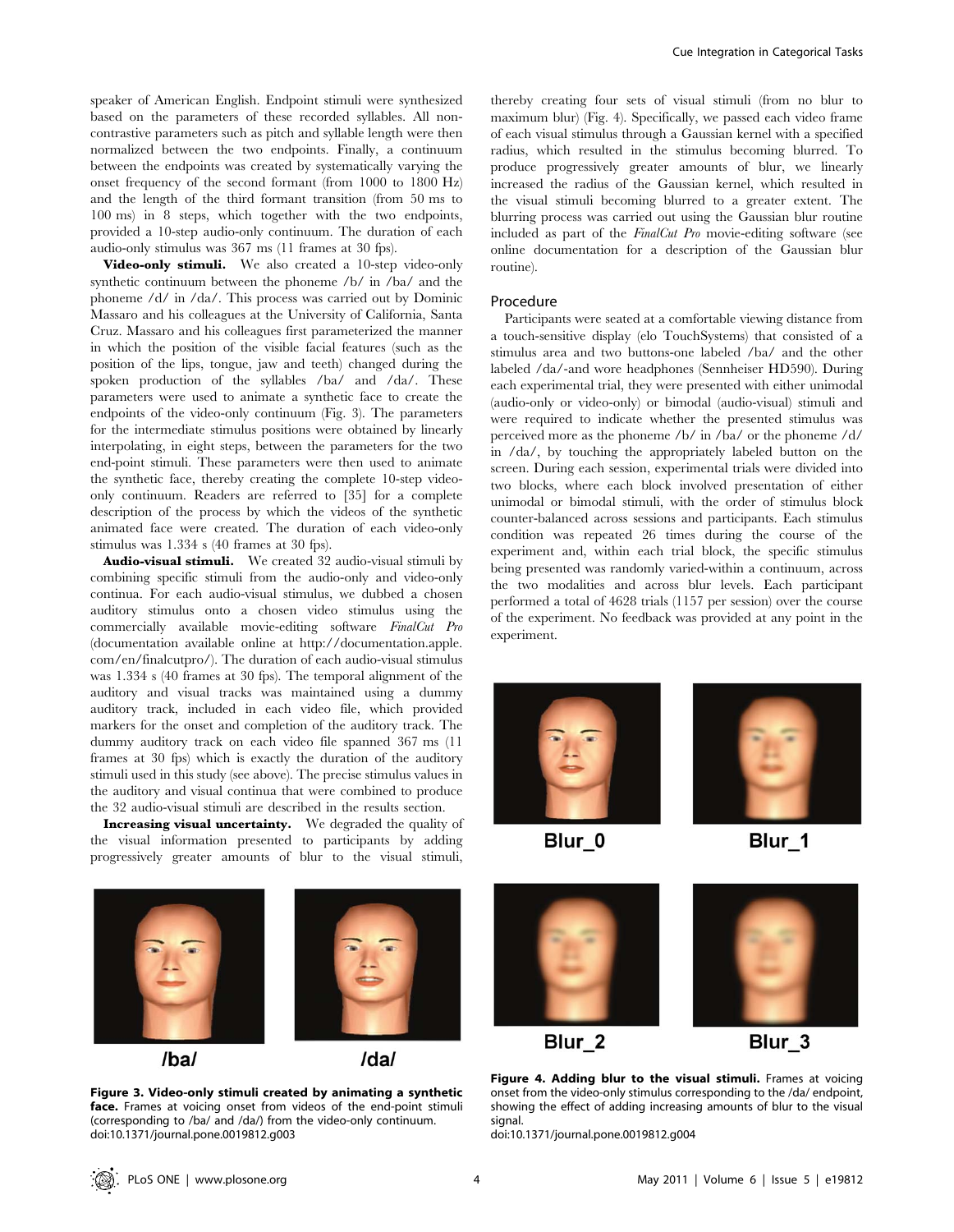speaker of American English. Endpoint stimuli were synthesized based on the parameters of these recorded syllables. All non-contrastive parameters such as pitch and syllable length were then normalized between the two endpoints. Finally, a continuum between the endpoints was created by systematically varying the onset frequency of the second formant (from 1000 to 1800 Hz) and the length of the third formant transition (from 50 ms to 100 ms) in 8 steps, which together with the two endpoints, provided a 10-step audio-only continuum. The duration of each audio-only stimulus was 367 ms (11 frames at 30 fps).

**Video-only stimuli.** We also created a 10-step video-only synthetic continuum between the phoneme /b/ in /ba/ and the phoneme /d/ in /da/. This process was carried out by Dominic Massaro and his colleagues at the University of California, Santa Cruz. Massaro and his colleagues first parameterized the manner in which the position of the visible facial features (such as the position of the lips, tongue, jaw and teeth) changed during the spoken production of the syllables /ba/ and /da/. These parameters were used to animate a synthetic face to create the endpoints of the video-only continuum (Fig. 3). The parameters for the intermediate stimulus positions were obtained by linearly interpolating, in eight steps, between the parameters for the two end-point stimuli. These parameters were then used to animate the synthetic face, thereby creating the complete 10-step video-only continuum. Readers are referred to [35] for a complete description of the process by which the videos of the synthetic animated face were created. The duration of each video-only stimulus was 1.334 s (40 frames at 30 fps).

**Audio-visual stimuli.** We created 32 audio-visual stimuli by combining specific stimuli from the audio-only and video-only continua. For each audio-visual stimulus, we dubbed a chosen auditory stimulus onto a chosen video stimulus using the commercially available movie-editing software *FinalCut Pro* (documentation available online at http://documentation.apple.com/en/finalcutpro/). The duration of each audio-visual stimulus was 1.334 s (40 frames at 30 fps). The temporal alignment of the auditory and visual tracks was maintained using a dummy auditory track, included in each video file, which provided markers for the onset and completion of the auditory track. The dummy auditory track on each video file spanned 367 ms (11 frames at 30 fps) which is exactly the duration of the auditory stimuli used in this study (see above). The precise stimulus values in the auditory and visual continua that were combined to produce the 32 audio-visual stimuli are described in the results section.

**Increasing visual uncertainty.** We degraded the quality of the visual information presented to participants by adding progressively greater amounts of blur to the visual stimuli, thereby creating four sets of visual stimuli (from no blur to maximum blur) (Fig. 4). Specifically, we passed each video frame of each visual stimulus through a Gaussian kernel with a specified radius, which resulted in the stimulus becoming blurred. To produce progressively greater amounts of blur, we linearly increased the radius of the Gaussian kernel, which resulted in the visual stimuli becoming blurred to a greater extent. The blurring process was carried out using the Gaussian blur routine included as part of the *FinalCut Pro* movie-editing software (see online documentation for a description of the Gaussian blur routine).

## Procedure

Participants were seated at a comfortable viewing distance from a touch-sensitive display (elo TouchSystems) that consisted of a stimulus area and two buttons-one labeled /ba/ and the other labeled /da/-and wore headphones (Sennheiser HD590). During each experimental trial, they were presented with either unimodal (audio-only or video-only) or bimodal (audio-visual) stimuli and were required to indicate whether the presented stimulus was perceived more as the phoneme /b/ in /ba/ or the phoneme /d/ in /da/, by touching the appropriately labeled button on the screen. During each session, experimental trials were divided into two blocks, where each block involved presentation of either unimodal or bimodal stimuli, with the order of stimulus block counter-balanced across sessions and participants. Each stimulus condition was repeated 26 times during the course of the experiment and, within each trial block, the specific stimulus being presented was randomly varied-within a continuum, across the two modalities and across blur levels. Each participant performed a total of 4628 trials (1157 per session) over the course of the experiment. No feedback was provided at any point in the experiment.

/ba/ /da/

**Figure 3. Video-only stimuli created by animating a synthetic face.** Frames at voicing onset from videos of the end-point stimuli (corresponding to /ba/ and /da/) from the video-only continuum.
doi:10.1371/journal.pone.0019812.g003

Blur_0 Blur_1 Blur_2 Blur_3

**Figure 4. Adding blur to the visual stimuli.** Frames at voicing onset from the video-only stimulus corresponding to the /da/ endpoint, showing the effect of adding increasing amounts of blur to the visual signal.
doi:10.1371/journal.pone.0019812.g004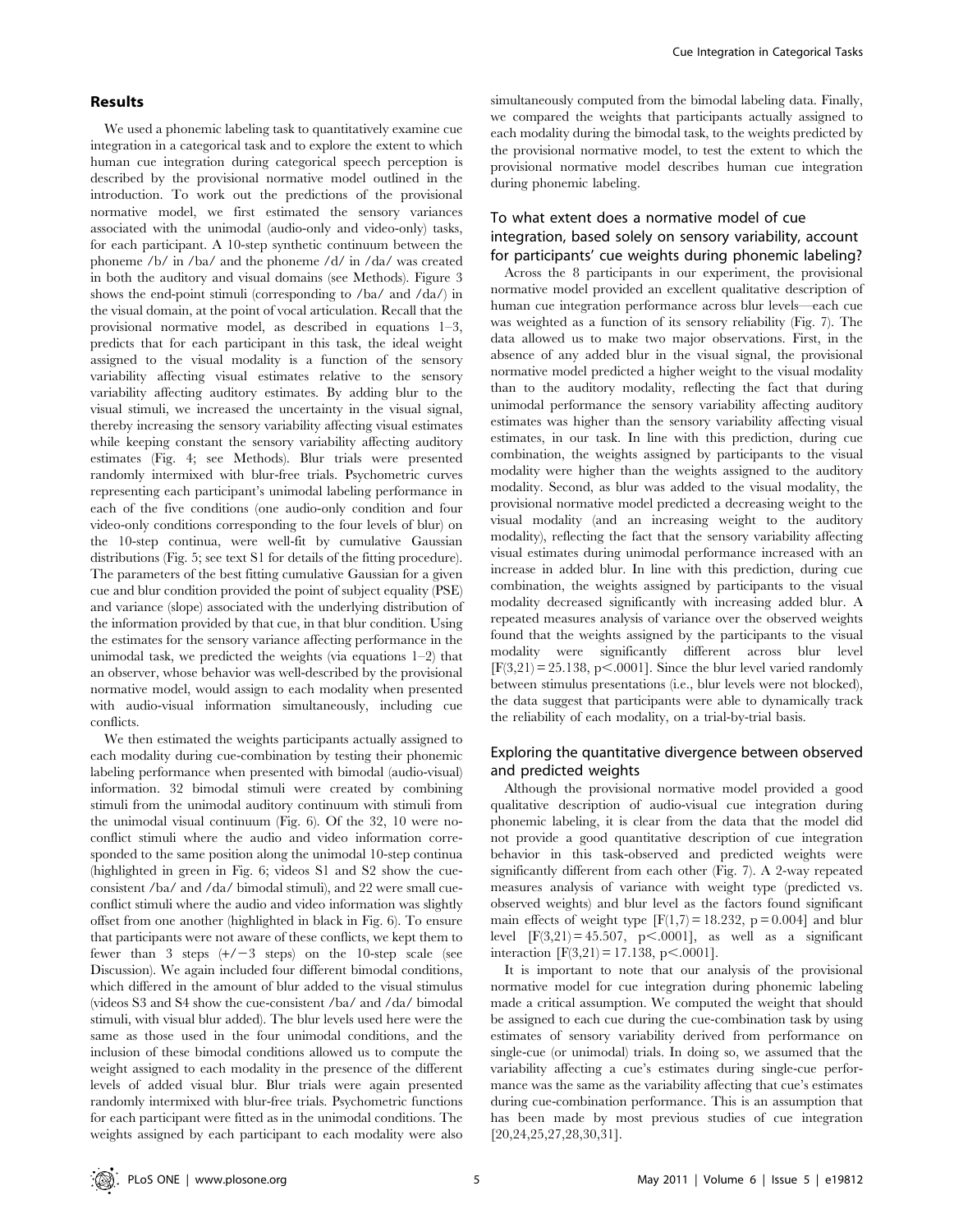## Results

We used a phonemic labeling task to quantitatively examine cue integration in a categorical task and to explore the extent to which human cue integration during categorical speech perception is described by the provisional normative model outlined in the introduction. To work out the predictions of the provisional normative model, we first estimated the sensory variances associated with the unimodal (audio-only and video-only) tasks, for each participant. A 10-step synthetic continuum between the phoneme /b/ in /ba/ and the phoneme /d/ in /da/ was created in both the auditory and visual domains (see Methods). Figure 3 shows the end-point stimuli (corresponding to /ba/ and /da/) in the visual domain, at the point of vocal articulation. Recall that the provisional normative model, as described in equations 1–3, predicts that for each participant in this task, the ideal weight assigned to the visual modality is a function of the sensory variability affecting visual estimates relative to the sensory variability affecting auditory estimates. By adding blur to the visual stimuli, we increased the uncertainty in the visual signal, thereby increasing the sensory variability affecting visual estimates while keeping constant the sensory variability affecting auditory estimates (Fig. 4; see Methods). Blur trials were presented randomly intermixed with blur-free trials. Psychometric curves representing each participant's unimodal labeling performance in each of the five conditions (one audio-only condition and four video-only conditions corresponding to the four levels of blur) on the 10-step continua, were well-fit by cumulative Gaussian distributions (Fig. 5; see text S1 for details of the fitting procedure). The parameters of the best fitting cumulative Gaussian for a given cue and blur condition provided the point of subject equality (PSE) and variance (slope) associated with the underlying distribution of the information provided by that cue, in that blur condition. Using the estimates for the sensory variance affecting performance in the unimodal task, we predicted the weights (via equations 1–2) that an observer, whose behavior was well-described by the provisional normative model, would assign to each modality when presented with audio-visual information simultaneously, including cue conflicts.

We then estimated the weights participants actually assigned to each modality during cue-combination by testing their phonemic labeling performance when presented with bimodal (audio-visual) information. 32 bimodal stimuli were created by combining stimuli from the unimodal auditory continuum with stimuli from the unimodal visual continuum (Fig. 6). Of the 32, 10 were no-conflict stimuli where the audio and video information corresponded to the same position along the unimodal 10-step continua (highlighted in green in Fig. 6; videos S1 and S2 show the cue-consistent /ba/ and /da/ bimodal stimuli), and 22 were small cue-conflict stimuli where the audio and video information was slightly offset from one another (highlighted in black in Fig. 6). To ensure that participants were not aware of these conflicts, we kept them to fewer than 3 steps (+/−3 steps) on the 10-step scale (see Discussion). We again included four different bimodal conditions, which differed in the amount of blur added to the visual stimulus (videos S3 and S4 show the cue-consistent /ba/ and /da/ bimodal stimuli, with visual blur added). The blur levels used here were the same as those used in the four unimodal conditions, and the inclusion of these bimodal conditions allowed us to compute the weight assigned to each modality in the presence of the different levels of added visual blur. Blur trials were again presented randomly intermixed with blur-free trials. Psychometric functions for each participant were fitted as in the unimodal conditions. The weights assigned by each participant to each modality were also simultaneously computed from the bimodal labeling data. Finally, we compared the weights that participants actually assigned to each modality during the bimodal task, to the weights predicted by the provisional normative model, to test the extent to which the provisional normative model describes human cue integration during phonemic labeling.

### To what extent does a normative model of cue integration, based solely on sensory variability, account for participants' cue weights during phonemic labeling?

Across the 8 participants in our experiment, the provisional normative model provided an excellent qualitative description of human cue integration performance across blur levels—each cue was weighted as a function of its sensory reliability (Fig. 7). The data allowed us to make two major observations. First, in the absence of any added blur in the visual signal, the provisional normative model predicted a higher weight to the visual modality than to the auditory modality, reflecting the fact that during unimodal performance the sensory variability affecting auditory estimates was higher than the sensory variability affecting visual estimates, in our task. In line with this prediction, during cue combination, the weights assigned by participants to the visual modality were higher than the weights assigned to the auditory modality. Second, as blur was added to the visual modality, the provisional normative model predicted a decreasing weight to the visual modality (and an increasing weight to the auditory modality), reflecting the fact that the sensory variability affecting visual estimates during unimodal performance increased with an increase in added blur. In line with this prediction, during cue combination, the weights assigned by participants to the visual modality decreased significantly with increasing added blur. A repeated measures analysis of variance over the observed weights found that the weights assigned by the participants to the visual modality were significantly different across blur level [$F(3,21) = 25.138$, $p < .0001$]. Since the blur level varied randomly between stimulus presentations (i.e., blur levels were not blocked), the data suggest that participants were able to dynamically track the reliability of each modality, on a trial-by-trial basis.

### Exploring the quantitative divergence between observed and predicted weights

Although the provisional normative model provided a good qualitative description of audio-visual cue integration during phonemic labeling, it is clear from the data that the model did not provide a good quantitative description of cue integration behavior in this task-observed and predicted weights were significantly different from each other (Fig. 7). A 2-way repeated measures analysis of variance with weight type (predicted vs. observed weights) and blur level as the factors found significant main effects of weight type [$F(1,7) = 18.232$, $p = 0.004$] and blur level [$F(3,21) = 45.507$, $p < .0001$], as well as a significant interaction [$F(3,21) = 17.138$, $p < .0001$].

It is important to note that our analysis of the provisional normative model for cue integration during phonemic labeling made a critical assumption. We computed the weight that should be assigned to each cue during the cue-combination task by using estimates of sensory variability derived from performance on single-cue (or unimodal) trials. In doing so, we assumed that the variability affecting a cue's estimates during single-cue performance was the same as the variability affecting that cue's estimates during cue-combination performance. This is an assumption that has been made by most previous studies of cue integration [20,24,25,27,28,30,31].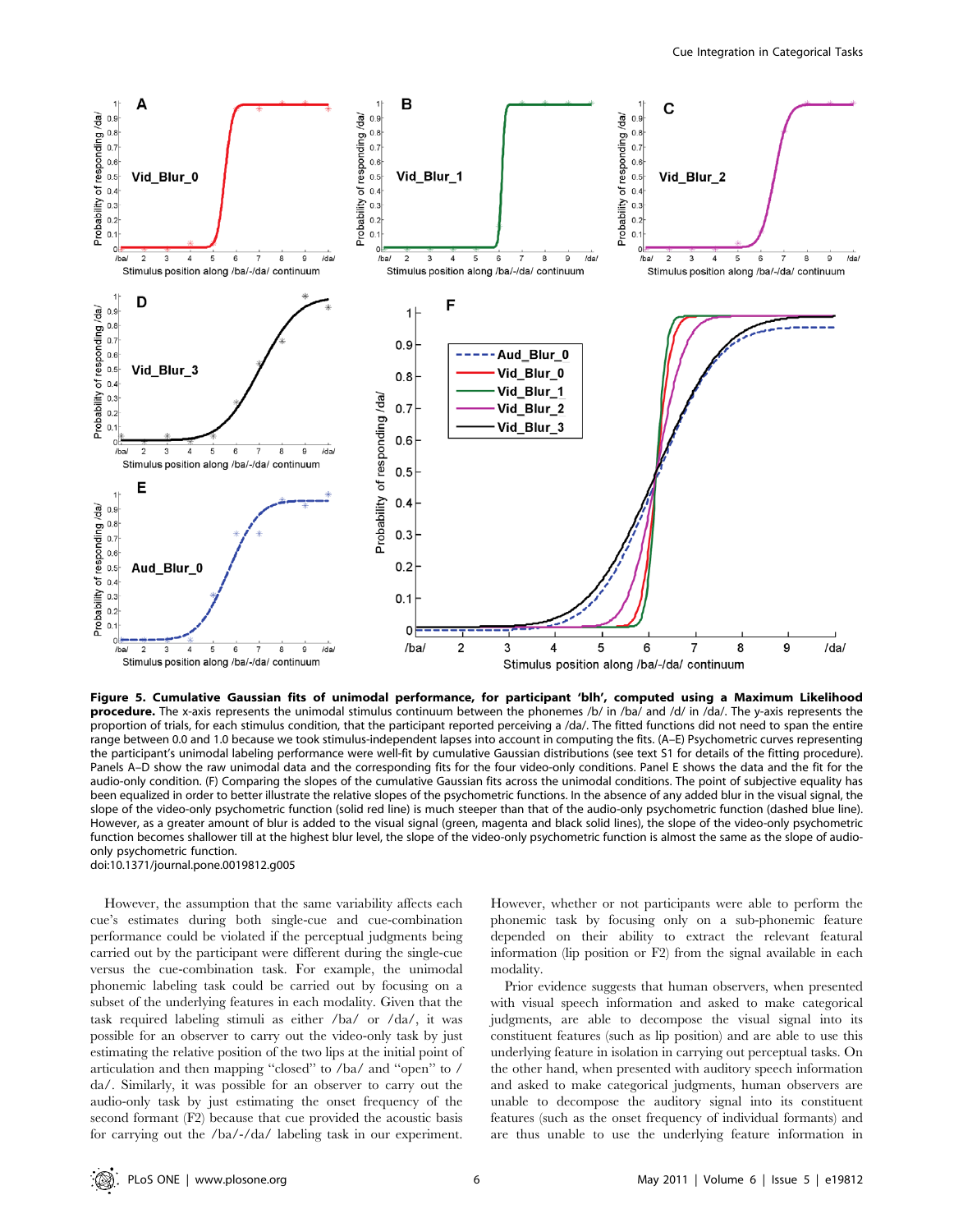A

Vid_Blur_0

Probability of responding /da/

Stimulus position along /ba/-/da/ continuum

B

Vid_Blur_1

Probability of responding /da/

Stimulus position along /ba/-/da/ continuum

C

Vid_Blur_2

Probability of responding /da/

Stimulus position along /ba/-/da/ continuum

D

Vid_Blur_3

Probability of responding /da/

Stimulus position along /ba/-/da/ continuum

E

Aud_Blur_0

Probability of responding /da/

Stimulus position along /ba/-/da/ continuum

F

Aud_Blur_0
Vid_Blur_0
Vid_Blur_1
Vid_Blur_2
Vid_Blur_3

Probability of responding /da/

Stimulus position along /ba/-/da/ continuum

/ba/ 2 3 4 5 6 7 8 9 /da/

**Figure 5. Cumulative Gaussian fits of unimodal performance, for participant 'blh', computed using a Maximum Likelihood procedure.** The x-axis represents the unimodal stimulus continuum between the phonemes /b/ in /ba/ and /d/ in /da/. The y-axis represents the proportion of trials, for each stimulus condition, that the participant reported perceiving a /da/. The fitted functions did not need to span the entire range between 0.0 and 1.0 because we took stimulus-independent lapses into account in computing the fits. (A–E) Psychometric curves representing the participant's unimodal labeling performance were well-fit by cumulative Gaussian distributions (see text S1 for details of the fitting procedure). Panels A–D show the raw unimodal data and the corresponding fits for the four video-only conditions. Panel E shows the data and the fit for the audio-only condition. (F) Comparing the slopes of the cumulative Gaussian fits across the unimodal conditions. The point of subjective equality has been equalized in order to better illustrate the relative slopes of the psychometric functions. In the absence of any added blur in the visual signal, the slope of the video-only psychometric function (solid red line) is much steeper than that of the audio-only psychometric function (dashed blue line). However, as a greater amount of blur is added to the visual signal (green, magenta and black solid lines), the slope of the video-only psychometric function becomes shallower till at the highest blur level, the slope of the video-only psychometric function is almost the same as the slope of audio-only psychometric function.
doi:10.1371/journal.pone.0019812.g005

However, the assumption that the same variability affects each cue's estimates during both single-cue and cue-combination performance could be violated if the perceptual judgments being carried out by the participant were different during the single-cue versus the cue-combination task. For example, the unimodal phonemic labeling task could be carried out by focusing on a subset of the underlying features in each modality. Given that the task required labeling stimuli as either /ba/ or /da/, it was possible for an observer to carry out the video-only task by just estimating the relative position of the two lips at the initial point of articulation and then mapping "closed" to /ba/ and "open" to /da/. Similarly, it was possible for an observer to carry out the audio-only task by just estimating the onset frequency of the second formant (F2) because that cue provided the acoustic basis for carrying out the /ba/-/da/ labeling task in our experiment. However, whether or not participants were able to perform the phonemic task by focusing only on a sub-phonemic feature depended on their ability to extract the relevant featural information (lip position or F2) from the signal available in each modality.

Prior evidence suggests that human observers, when presented with visual speech information and asked to make categorical judgments, are able to decompose the visual signal into its constituent features (such as lip position) and are able to use this underlying feature in isolation in carrying out perceptual tasks. On the other hand, when presented with auditory speech information and asked to make categorical judgments, human observers are unable to decompose the auditory signal into its constituent features (such as the onset frequency of individual formants) and are thus unable to use the underlying feature information in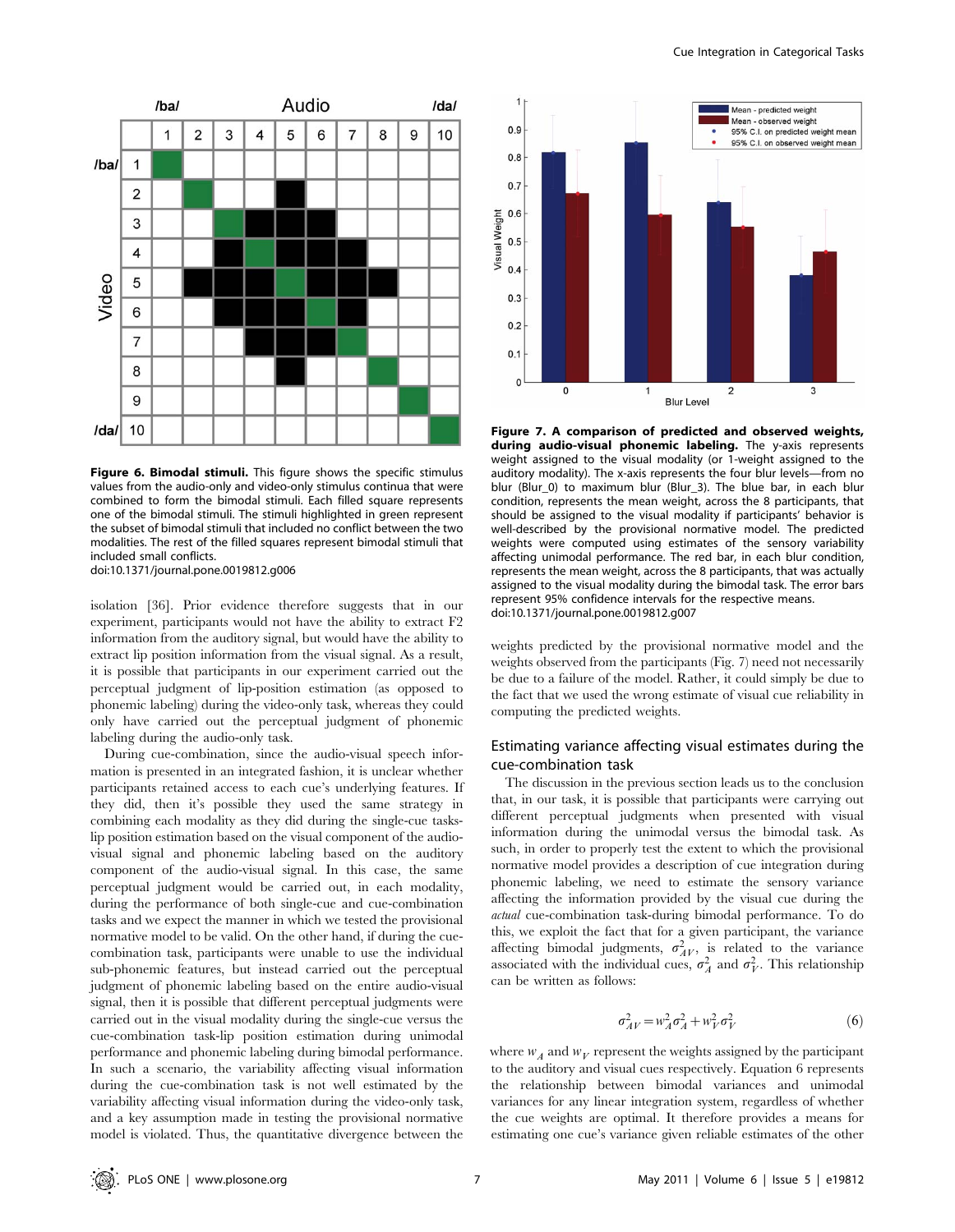Figure 6. **Bimodal stimuli.** This figure shows the specific stimulus values from the audio-only and video-only stimulus continua that were combined to form the bimodal stimuli. Each filled square represents one of the bimodal stimuli. The stimuli highlighted in green represent the subset of bimodal stimuli that included no conflict between the two modalities. The rest of the filled squares represent bimodal stimuli that included small conflicts.
doi:10.1371/journal.pone.0019812.g006

isolation [36]. Prior evidence therefore suggests that in our experiment, participants would not have the ability to extract F2 information from the auditory signal, but would have the ability to extract lip position information from the visual signal. As a result, it is possible that participants in our experiment carried out the perceptual judgment of lip-position estimation (as opposed to phonemic labeling) during the video-only task, whereas they could only have carried out the perceptual judgment of phonemic labeling during the audio-only task.

During cue-combination, since the audio-visual speech information is presented in an integrated fashion, it is unclear whether participants retained access to each cue's underlying features. If they did, then it's possible they used the same strategy in combining each modality as they did during the single-cue tasks-lip position estimation based on the visual component of the audio-visual signal and phonemic labeling based on the auditory component of the audio-visual signal. In this case, the same perceptual judgment would be carried out, in each modality, during the performance of both single-cue and cue-combination tasks and we expect the manner in which we tested the provisional normative model to be valid. On the other hand, if during the cue-combination task, participants were unable to use the individual sub-phonemic features, but instead carried out the perceptual judgment of phonemic labeling based on the entire audio-visual signal, then it is possible that different perceptual judgments were carried out in the visual modality during the single-cue versus the cue-combination task-lip position estimation during unimodal performance and phonemic labeling during bimodal performance. In such a scenario, the variability affecting visual information during the cue-combination task is not well estimated by the variability affecting visual information during the video-only task, and a key assumption made in testing the provisional normative model is violated. Thus, the quantitative divergence between the

Figure 7. **A comparison of predicted and observed weights, during audio-visual phonemic labeling.** The y-axis represents weight assigned to the visual modality (or 1-weight assigned to the auditory modality). The x-axis represents the four blur levels—from no blur (Blur_0) to maximum blur (Blur_3). The blue bar, in each blur condition, represents the mean weight, across the 8 participants, that should be assigned to the visual modality if participants' behavior is well-described by the provisional normative model. The predicted weights were computed using estimates of the sensory variability affecting unimodal performance. The red bar, in each blur condition, represents the mean weight, across the 8 participants, that was actually assigned to the visual modality during the bimodal task. The error bars represent 95% confidence intervals for the respective means.
doi:10.1371/journal.pone.0019812.g007

weights predicted by the provisional normative model and the weights observed from the participants (Fig. 7) need not necessarily be due to a failure of the model. Rather, it could simply be due to the fact that we used the wrong estimate of visual cue reliability in computing the predicted weights.

## Estimating variance affecting visual estimates during the cue-combination task

The discussion in the previous section leads us to the conclusion that, in our task, it is possible that participants were carrying out different perceptual judgments when presented with visual information during the unimodal versus the bimodal task. As such, in order to properly test the extent to which the provisional normative model provides a description of cue integration during phonemic labeling, we need to estimate the sensory variance affecting the information provided by the visual cue during the *actual* cue-combination task-during bimodal performance. To do this, we exploit the fact that for a given participant, the variance affecting bimodal judgments, $\sigma^2_{AV}$, is related to the variance associated with the individual cues, $\sigma^2_A$ and $\sigma^2_V$. This relationship can be written as follows:

$$\sigma^2_{AV} = w^2_A \sigma^2_A + w^2_V \sigma^2_V \tag{6}$$

where $w_A$ and $w_V$ represent the weights assigned by the participant to the auditory and visual cues respectively. Equation 6 represents the relationship between bimodal variances and unimodal variances for any linear integration system, regardless of whether the cue weights are optimal. It therefore provides a means for estimating one cue's variance given reliable estimates of the other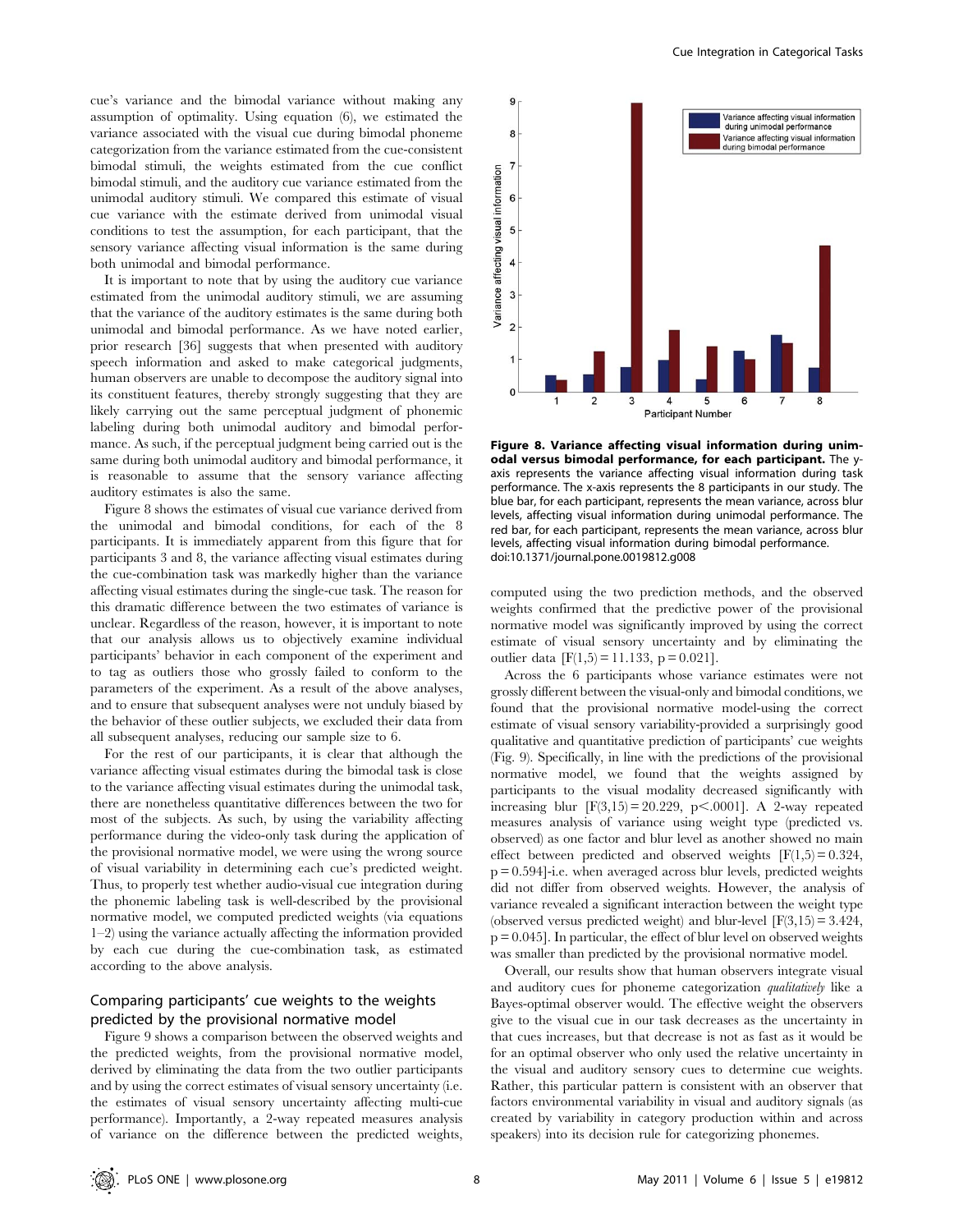cue's variance and the bimodal variance without making any assumption of optimality. Using equation (6), we estimated the variance associated with the visual cue during bimodal phoneme categorization from the variance estimated from the cue-consistent bimodal stimuli, the weights estimated from the cue conflict bimodal stimuli, and the auditory cue variance estimated from the unimodal auditory stimuli. We compared this estimate of visual cue variance with the estimate derived from unimodal visual conditions to test the assumption, for each participant, that the sensory variance affecting visual information is the same during both unimodal and bimodal performance.

It is important to note that by using the auditory cue variance estimated from the unimodal auditory stimuli, we are assuming that the variance of the auditory estimates is the same during both unimodal and bimodal performance. As we have noted earlier, prior research [36] suggests that when presented with auditory speech information and asked to make categorical judgments, human observers are unable to decompose the auditory signal into its constituent features, thereby strongly suggesting that they are likely carrying out the same perceptual judgment of phonemic labeling during both unimodal auditory and bimodal performance. As such, if the perceptual judgment being carried out is the same during both unimodal auditory and bimodal performance, it is reasonable to assume that the sensory variance affecting auditory estimates is also the same.

Figure 8 shows the estimates of visual cue variance derived from the unimodal and bimodal conditions, for each of the 8 participants. It is immediately apparent from this figure that for participants 3 and 8, the variance affecting visual estimates during the cue-combination task was markedly higher than the variance affecting visual estimates during the single-cue task. The reason for this dramatic difference between the two estimates of variance is unclear. Regardless of the reason, however, it is important to note that our analysis allows us to objectively examine individual participants' behavior in each component of the experiment and to tag as outliers those who grossly failed to conform to the parameters of the experiment. As a result of the above analyses, and to ensure that subsequent analyses were not unduly biased by the behavior of these outlier subjects, we excluded their data from all subsequent analyses, reducing our sample size to 6.

For the rest of our participants, it is clear that although the variance affecting visual estimates during the bimodal task is close to the variance affecting visual estimates during the unimodal task, there are nonetheless quantitative differences between the two for most of the subjects. As such, by using the variability affecting performance during the video-only task during the application of the provisional normative model, we were using the wrong source of visual variability in determining each cue's predicted weight. Thus, to properly test whether audio-visual cue integration during the phonemic labeling task is well-described by the provisional normative model, we computed predicted weights (via equations 1–2) using the variance actually affecting the information provided by each cue during the cue-combination task, as estimated according to the above analysis.

## Comparing participants' cue weights to the weights predicted by the provisional normative model

Figure 9 shows a comparison between the observed weights and the predicted weights, from the provisional normative model, derived by eliminating the data from the two outlier participants and by using the correct estimates of visual sensory uncertainty (i.e. the estimates of visual sensory uncertainty affecting multi-cue performance). Importantly, a 2-way repeated measures analysis of variance on the difference between the predicted weights,

Variance affecting visual information
9
8
7
6
5
4
3
2
1
0
1 2 3 4 5 6 7 8
Participant Number
Variance affecting visual information during unimodal performance
Variance affecting visual information during bimodal performance

**Figure 8. Variance affecting visual information during unimodal versus bimodal performance, for each participant.** The y-axis represents the variance affecting visual information during task performance. The x-axis represents the 8 participants in our study. The blue bar, for each participant, represents the mean variance, across blur levels, affecting visual information during unimodal performance. The red bar, for each participant, represents the mean variance, across blur levels, affecting visual information during bimodal performance.
doi:10.1371/journal.pone.0019812.g008

computed using the two prediction methods, and the observed weights confirmed that the predictive power of the provisional normative model was significantly improved by using the correct estimate of visual sensory uncertainty and by eliminating the outlier data [$F(1,5) = 11.133$, $p = 0.021$].

Across the 6 participants whose variance estimates were not grossly different between the visual-only and bimodal conditions, we found that the provisional normative model-using the correct estimate of visual sensory variability-provided a surprisingly good qualitative and quantitative prediction of participants' cue weights (Fig. 9). Specifically, in line with the predictions of the provisional normative model, we found that the weights assigned by participants to the visual modality decreased significantly with increasing blur [$F(3,15) = 20.229$, $p < .0001$]. A 2-way repeated measures analysis of variance using weight type (predicted vs. observed) as one factor and blur level as another showed no main effect between predicted and observed weights [$F(1,5) = 0.324$, $p = 0.594$]-i.e. when averaged across blur levels, predicted weights did not differ from observed weights. However, the analysis of variance revealed a significant interaction between the weight type (observed versus predicted weight) and blur-level [$F(3,15) = 3.424$, $p = 0.045$]. In particular, the effect of blur level on observed weights was smaller than predicted by the provisional normative model.

Overall, our results show that human observers integrate visual and auditory cues for phoneme categorization *qualitatively* like a Bayes-optimal observer would. The effective weight the observers give to the visual cue in our task decreases as the uncertainty in that cues increases, but that decrease is not as fast as it would be for an optimal observer who only used the relative uncertainty in the visual and auditory sensory cues to determine cue weights. Rather, this particular pattern is consistent with an observer that factors environmental variability in visual and auditory signals (as created by variability in category production within and across speakers) into its decision rule for categorizing phonemes.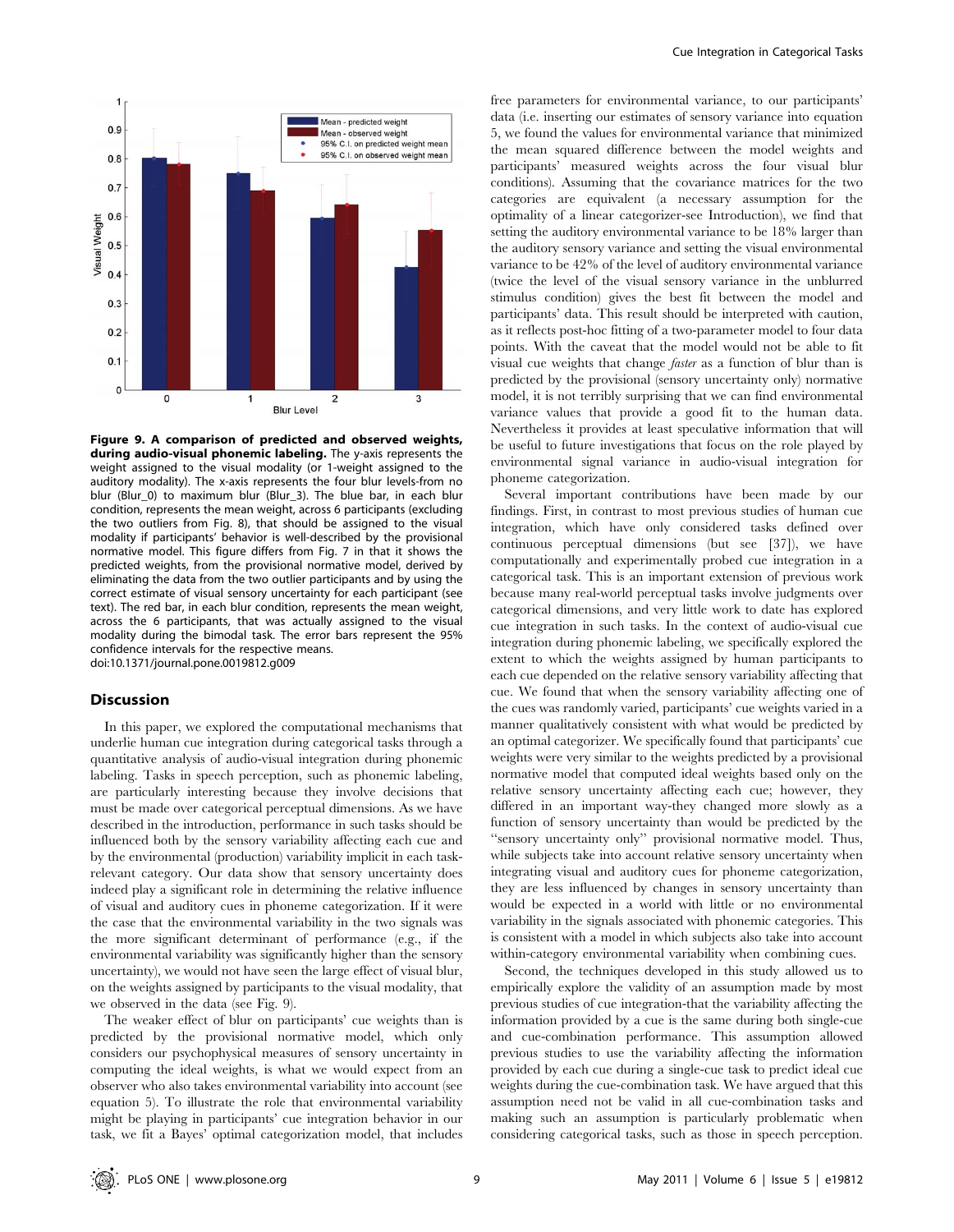Visual Weight

1
0.9
0.8
0.7
0.6
0.5
0.4
0.3
0.2
0.1
0

0 1 2 3

Blur Level

Mean - predicted weight
Mean - observed weight
95% C.I. on predicted weight mean
95% C.I. on observed weight mean

**Figure 9. A comparison of predicted and observed weights, during audio-visual phonemic labeling.** The y-axis represents the weight assigned to the visual modality (or 1-weight assigned to the auditory modality). The x-axis represents the four blur levels-from no blur (Blur_0) to maximum blur (Blur_3). The blue bar, in each blur condition, represents the mean weight, across 6 participants (excluding the two outliers from Fig. 8), that should be assigned to the visual modality if participants' behavior is well-described by the provisional normative model. This figure differs from Fig. 7 in that it shows the predicted weights, from the provisional normative model, derived by eliminating the data from the two outlier participants and by using the correct estimate of visual sensory uncertainty for each participant (see text). The red bar, in each blur condition, represents the mean weight, across the 6 participants, that was actually assigned to the visual modality during the bimodal task. The error bars represent the 95% confidence intervals for the respective means.
doi:10.1371/journal.pone.0019812.g009

## Discussion

In this paper, we explored the computational mechanisms that underlie human cue integration during categorical tasks through a quantitative analysis of audio-visual integration during phonemic labeling. Tasks in speech perception, such as phonemic labeling, are particularly interesting because they involve decisions that must be made over categorical perceptual dimensions. As we have described in the introduction, performance in such tasks should be influenced both by the sensory variability affecting each cue and by the environmental (production) variability implicit in each task-relevant category. Our data show that sensory uncertainty does indeed play a significant role in determining the relative influence of visual and auditory cues in phoneme categorization. If it were the case that the environmental variability in the two signals was the more significant determinant of performance (e.g., if the environmental variability was significantly higher than the sensory uncertainty), we would not have seen the large effect of visual blur, on the weights assigned by participants to the visual modality, that we observed in the data (see Fig. 9).

The weaker effect of blur on participants' cue weights than is predicted by the provisional normative model, which only considers our psychophysical measures of sensory uncertainty in computing the ideal weights, is what we would expect from an observer who also takes environmental variability into account (see equation 5). To illustrate the role that environmental variability might be playing in participants' cue integration behavior in our task, we fit a Bayes' optimal categorization model, that includes free parameters for environmental variance, to our participants' data (i.e. inserting our estimates of sensory variance into equation 5, we found the values for environmental variance that minimized the mean squared difference between the model weights and participants' measured weights across the four visual blur conditions). Assuming that the covariance matrices for the two categories are equivalent (a necessary assumption for the optimality of a linear categorizer-see Introduction), we find that setting the auditory environmental variance to be 18% larger than the auditory sensory variance and setting the visual environmental variance to be 42% of the level of auditory environmental variance (twice the level of the visual sensory variance in the unblurred stimulus condition) gives the best fit between the model and participants' data. This result should be interpreted with caution, as it reflects post-hoc fitting of a two-parameter model to four data points. With the caveat that the model would not be able to fit visual cue weights that change *faster* as a function of blur than is predicted by the provisional (sensory uncertainty only) normative model, it is not terribly surprising that we can find environmental variance values that provide a good fit to the human data. Nevertheless it provides at least speculative information that will be useful to future investigations that focus on the role played by environmental signal variance in audio-visual integration for phoneme categorization.

Several important contributions have been made by our findings. First, in contrast to most previous studies of human cue integration, which have only considered tasks defined over continuous perceptual dimensions (but see [37]), we have computationally and experimentally probed cue integration in a categorical task. This is an important extension of previous work because many real-world perceptual tasks involve judgments over categorical dimensions, and very little work to date has explored cue integration in such tasks. In the context of audio-visual cue integration during phonemic labeling, we specifically explored the extent to which the weights assigned by human participants to each cue depended on the relative sensory variability affecting that cue. We found that when the sensory variability affecting one of the cues was randomly varied, participants' cue weights varied in a manner qualitatively consistent with what would be predicted by an optimal categorizer. We specifically found that participants' cue weights were very similar to the weights predicted by a provisional normative model that computed ideal weights based only on the relative sensory uncertainty affecting each cue; however, they differed in an important way-they changed more slowly as a function of sensory uncertainty than would be predicted by the "sensory uncertainty only" provisional normative model. Thus, while subjects take into account relative sensory uncertainty when integrating visual and auditory cues for phoneme categorization, they are less influenced by changes in sensory uncertainty than would be expected in a world with little or no environmental variability in the signals associated with phonemic categories. This is consistent with a model in which subjects also take into account within-category environmental variability when combining cues.

Second, the techniques developed in this study allowed us to empirically explore the validity of an assumption made by most previous studies of cue integration-that the variability affecting the information provided by a cue is the same during both single-cue and cue-combination performance. This assumption allowed previous studies to use the variability affecting the information provided by each cue during a single-cue task to predict ideal cue weights during the cue-combination task. We have argued that this assumption need not be valid in all cue-combination tasks and making such an assumption is particularly problematic when considering categorical tasks, such as those in speech perception.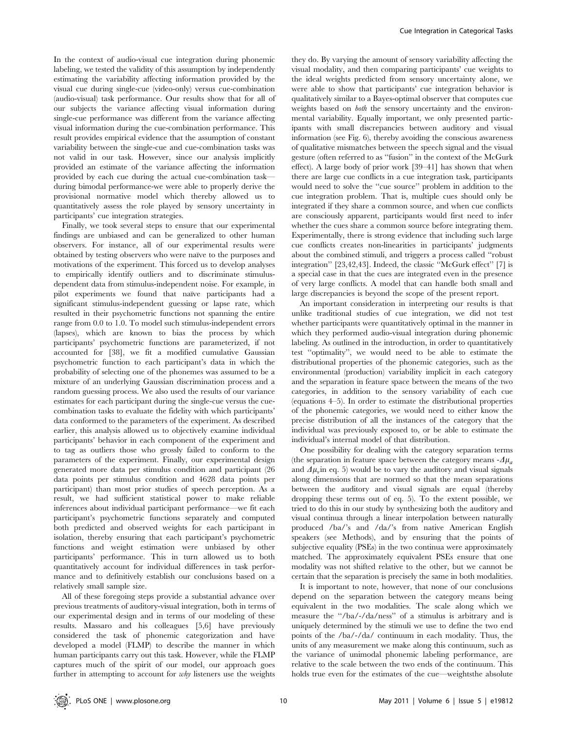In the context of audio-visual cue integration during phonemic labeling, we tested the validity of this assumption by independently estimating the variability affecting information provided by the visual cue during single-cue (video-only) versus cue-combination (audio-visual) task performance. Our results show that for all of our subjects the variance affecting visual information during single-cue performance was different from the variance affecting visual information during the cue-combination performance. This result provides empirical evidence that the assumption of constant variability between the single-cue and cue-combination tasks was not valid in our task. However, since our analysis implicitly provided an estimate of the variance affecting the information provided by each cue during the actual cue-combination task—during bimodal performance-we were able to properly derive the provisional normative model which thereby allowed us to quantitatively assess the role played by sensory uncertainty in participants' cue integration strategies.

Finally, we took several steps to ensure that our experimental findings are unbiased and can be generalized to other human observers. For instance, all of our experimental results were obtained by testing observers who were naïve to the purposes and motivations of the experiment. This forced us to develop analyses to empirically identify outliers and to discriminate stimulus-dependent data from stimulus-independent noise. For example, in pilot experiments we found that naïve participants had a significant stimulus-independent guessing or lapse rate, which resulted in their psychometric functions not spanning the entire range from 0.0 to 1.0. To model such stimulus-independent errors (lapses), which are known to bias the process by which participants' psychometric functions are parameterized, if not accounted for [38], we fit a modified cumulative Gaussian psychometric function to each participant's data in which the probability of selecting one of the phonemes was assumed to be a mixture of an underlying Gaussian discrimination process and a random guessing process. We also used the results of our variance estimates for each participant during the single-cue versus the cue-combination tasks to evaluate the fidelity with which participants' data conformed to the parameters of the experiment. As described earlier, this analysis allowed us to objectively examine individual participants' behavior in each component of the experiment and to tag as outliers those who grossly failed to conform to the parameters of the experiment. Finally, our experimental design generated more data per stimulus condition and participant (26 data points per stimulus condition and 4628 data points per participant) than most prior studies of speech perception. As a result, we had sufficient statistical power to make reliable inferences about individual participant performance—we fit each participant's psychometric functions separately and computed both predicted and observed weights for each participant in isolation, thereby ensuring that each participant's psychometric functions and weight estimation were unbiased by other participants' performance. This in turn allowed us to both quantitatively account for individual differences in task performance and to definitively establish our conclusions based on a relatively small sample size.

All of these foregoing steps provide a substantial advance over previous treatments of auditory-visual integration, both in terms of our experimental design and in terms of our modeling of these results. Massaro and his colleagues [5,6] have previously considered the task of phonemic categorization and have developed a model (FLMP) to describe the manner in which human participants carry out this task. However, while the FLMP captures much of the spirit of our model, our approach goes further in attempting to account for *why* listeners use the weights they do. By varying the amount of sensory variability affecting the visual modality, and then comparing participants' cue weights to the ideal weights predicted from sensory uncertainty alone, we were able to show that participants' cue integration behavior is qualitatively similar to a Bayes-optimal observer that computes cue weights based on *both* the sensory uncertainty and the environmental variability. Equally important, we only presented participants with small discrepancies between auditory and visual information (see Fig. 6), thereby avoiding the conscious awareness of qualitative mismatches between the speech signal and the visual gesture (often referred to as "fusion" in the context of the McGurk effect). A large body of prior work [39–41] has shown that when there are large cue conflicts in a cue integration task, participants would need to solve the "cue source" problem in addition to the cue integration problem. That is, multiple cues should only be integrated if they share a common source, and when cue conflicts are consciously apparent, participants would first need to infer whether the cues share a common source before integrating them. Experimentally, there is strong evidence that including such large cue conflicts creates non-linearities in participants' judgments about the combined stimuli, and triggers a process called "robust integration" [23,42,43]. Indeed, the classic "McGurk effect" [7] is a special case in that the cues are integrated even in the presence of very large conflicts. A model that can handle both small and large discrepancies is beyond the scope of the present report.

An important consideration in interpreting our results is that unlike traditional studies of cue integration, we did not test whether participants were quantitatively optimal in the manner in which they performed audio-visual integration during phonemic labeling. As outlined in the introduction, in order to quantitatively test "optimality", we would need to be able to estimate the distributional properties of the phonemic categories, such as the environmental (production) variability implicit in each category and the separation in feature space between the means of the two categories, in addition to the sensory variability of each cue (equations 4–5). In order to estimate the distributional properties of the phonemic categories, we would need to either know the precise distribution of all the instances of the category that the individual was previously exposed to, or be able to estimate the individual's internal model of that distribution.

One possibility for dealing with the category separation terms (the separation in feature space between the category means -$\Delta\mu_a$ and $\Delta\mu_v$in eq. 5) would be to vary the auditory and visual signals along dimensions that are normed so that the mean separations between the auditory and visual signals are equal (thereby dropping these terms out of eq. 5). To the extent possible, we tried to do this in our study by synthesizing both the auditory and visual continua through a linear interpolation between naturally produced /ba/'s and /da/'s from native American English speakers (see Methods), and by ensuring that the points of subjective equality (PSEs) in the two continua were approximately matched. The approximately equivalent PSEs ensure that one modality was not shifted relative to the other, but we cannot be certain that the separation is precisely the same in both modalities.

It is important to note, however, that none of our conclusions depend on the separation between the category means being equivalent in the two modalities. The scale along which we measure the "/ba/-/da/ness" of a stimulus is arbitrary and is uniquely determined by the stimuli we use to define the two end points of the /ba/-/da/ continuum in each modality. Thus, the units of any measurement we make along this continuum, such as the variance of unimodal phonemic labeling performance, are relative to the scale between the two ends of the continuum. This holds true even for the estimates of the cue—weightsthe absolute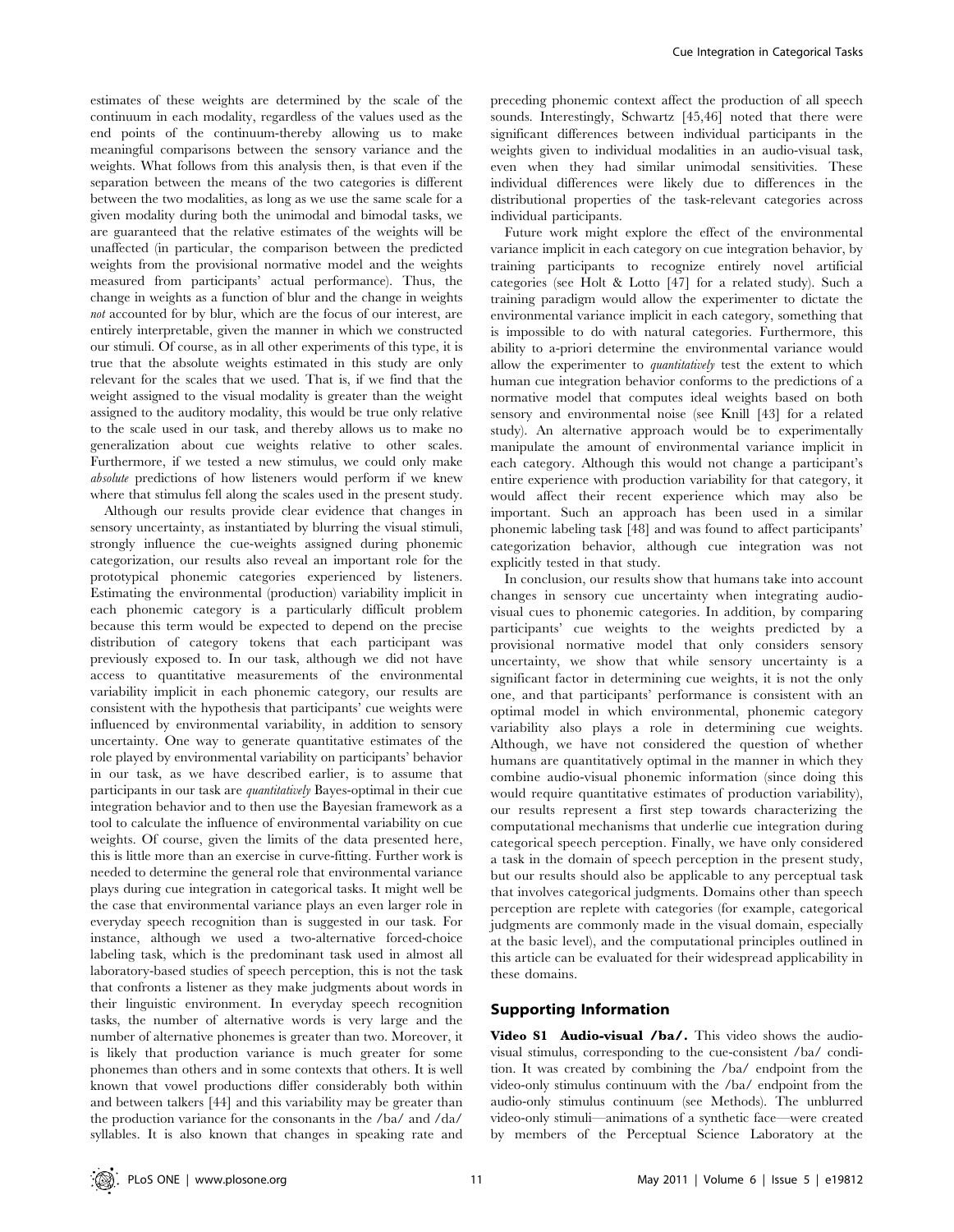estimates of these weights are determined by the scale of the continuum in each modality, regardless of the values used as the end points of the continuum-thereby allowing us to make meaningful comparisons between the sensory variance and the weights. What follows from this analysis then, is that even if the separation between the means of the two categories is different between the two modalities, as long as we use the same scale for a given modality during both the unimodal and bimodal tasks, we are guaranteed that the relative estimates of the weights will be unaffected (in particular, the comparison between the predicted weights from the provisional normative model and the weights measured from participants' actual performance). Thus, the change in weights as a function of blur and the change in weights *not* accounted for by blur, which are the focus of our interest, are entirely interpretable, given the manner in which we constructed our stimuli. Of course, as in all other experiments of this type, it is true that the absolute weights estimated in this study are only relevant for the scales that we used. That is, if we find that the weight assigned to the visual modality is greater than the weight assigned to the auditory modality, this would be true only relative to the scale used in our task, and thereby allows us to make no generalization about cue weights relative to other scales. Furthermore, if we tested a new stimulus, we could only make *absolute* predictions of how listeners would perform if we knew where that stimulus fell along the scales used in the present study.

Although our results provide clear evidence that changes in sensory uncertainty, as instantiated by blurring the visual stimuli, strongly influence the cue-weights assigned during phonemic categorization, our results also reveal an important role for the prototypical phonemic categories experienced by listeners. Estimating the environmental (production) variability implicit in each phonemic category is a particularly difficult problem because this term would be expected to depend on the precise distribution of category tokens that each participant was previously exposed to. In our task, although we did not have access to quantitative measurements of the environmental variability implicit in each phonemic category, our results are consistent with the hypothesis that participants' cue weights were influenced by environmental variability, in addition to sensory uncertainty. One way to generate quantitative estimates of the role played by environmental variability on participants' behavior in our task, as we have described earlier, is to assume that participants in our task are *quantitatively* Bayes-optimal in their cue integration behavior and to then use the Bayesian framework as a tool to calculate the influence of environmental variability on cue weights. Of course, given the limits of the data presented here, this is little more than an exercise in curve-fitting. Further work is needed to determine the general role that environmental variance plays during cue integration in categorical tasks. It might well be the case that environmental variance plays an even larger role in everyday speech recognition than is suggested in our task. For instance, although we used a two-alternative forced-choice labeling task, which is the predominant task used in almost all laboratory-based studies of speech perception, this is not the task that confronts a listener as they make judgments about words in their linguistic environment. In everyday speech recognition tasks, the number of alternative words is very large and the number of alternative phonemes is greater than two. Moreover, it is likely that production variance is much greater for some phonemes than others and in some contexts that others. It is well known that vowel productions differ considerably both within and between talkers [44] and this variability may be greater than the production variance for the consonants in the /ba/ and /da/ syllables. It is also known that changes in speaking rate and preceding phonemic context affect the production of all speech sounds. Interestingly, Schwartz [45,46] noted that there were significant differences between individual participants in the weights given to individual modalities in an audio-visual task, even when they had similar unimodal sensitivities. These individual differences were likely due to differences in the distributional properties of the task-relevant categories across individual participants.

Future work might explore the effect of the environmental variance implicit in each category on cue integration behavior, by training participants to recognize entirely novel artificial categories (see Holt & Lotto [47] for a related study). Such a training paradigm would allow the experimenter to dictate the environmental variance implicit in each category, something that is impossible to do with natural categories. Furthermore, this ability to a-priori determine the environmental variance would allow the experimenter to *quantitatively* test the extent to which human cue integration behavior conforms to the predictions of a normative model that computes ideal weights based on both sensory and environmental noise (see Knill [43] for a related study). An alternative approach would be to experimentally manipulate the amount of environmental variance implicit in each category. Although this would not change a participant's entire experience with production variability for that category, it would affect their recent experience which may also be important. Such an approach has been used in a similar phonemic labeling task [48] and was found to affect participants' categorization behavior, although cue integration was not explicitly tested in that study.

In conclusion, our results show that humans take into account changes in sensory cue uncertainty when integrating audio-visual cues to phonemic categories. In addition, by comparing participants' cue weights to the weights predicted by a provisional normative model that only considers sensory uncertainty, we show that while sensory uncertainty is a significant factor in determining cue weights, it is not the only one, and that participants' performance is consistent with an optimal model in which environmental, phonemic category variability also plays a role in determining cue weights. Although, we have not considered the question of whether humans are quantitatively optimal in the manner in which they combine audio-visual phonemic information (since doing this would require quantitative estimates of production variability), our results represent a first step towards characterizing the computational mechanisms that underlie cue integration during categorical speech perception. Finally, we have only considered a task in the domain of speech perception in the present study, but our results should also be applicable to any perceptual task that involves categorical judgments. Domains other than speech perception are replete with categories (for example, categorical judgments are commonly made in the visual domain, especially at the basic level), and the computational principles outlined in this article can be evaluated for their widespread applicability in these domains.

## Supporting Information

**Video S1 Audio-visual /ba/.** This video shows the audio-visual stimulus, corresponding to the cue-consistent /ba/ condition. It was created by combining the /ba/ endpoint from the video-only stimulus continuum with the /ba/ endpoint from the audio-only stimulus continuum (see Methods). The unblurred video-only stimuli—animations of a synthetic face—were created by members of the Perceptual Science Laboratory at the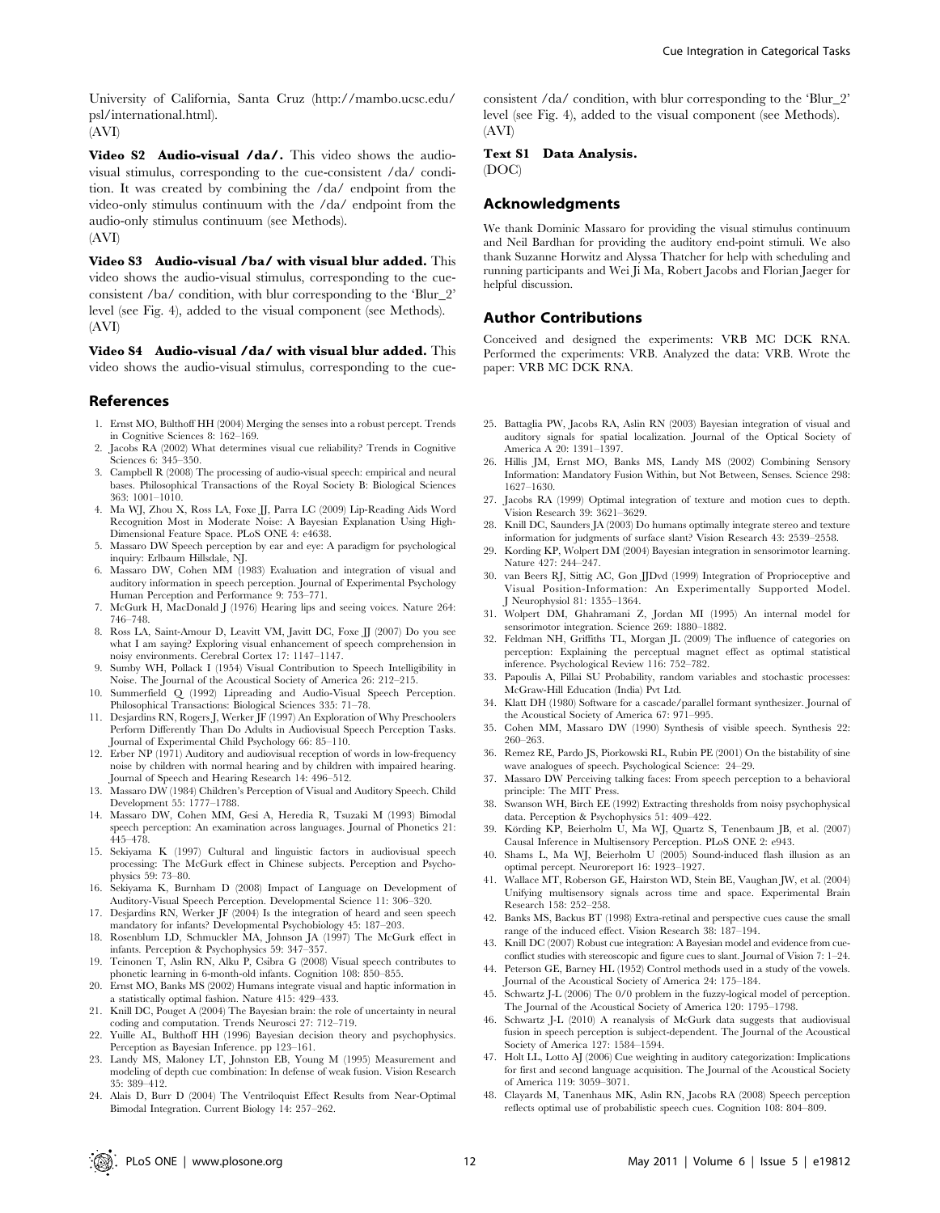University of California, Santa Cruz (http://mambo.ucsc.edu/psl/international.html).
(AVI)

**Video S2 Audio-visual /da/.** This video shows the audio-visual stimulus, corresponding to the cue-consistent /da/ condition. It was created by combining the /da/ endpoint from the video-only stimulus continuum with the /da/ endpoint from the audio-only stimulus continuum (see Methods).
(AVI)

**Video S3 Audio-visual /ba/ with visual blur added.** This video shows the audio-visual stimulus, corresponding to the cue-consistent /ba/ condition, with blur corresponding to the 'Blur_2' level (see Fig. 4), added to the visual component (see Methods).
(AVI)

**Video S4 Audio-visual /da/ with visual blur added.** This video shows the audio-visual stimulus, corresponding to the cue-consistent /da/ condition, with blur corresponding to the 'Blur_2' level (see Fig. 4), added to the visual component (see Methods).
(AVI)

**Text S1 Data Analysis.**
(DOC)

## Acknowledgments

We thank Dominic Massaro for providing the visual stimulus continuum and Neil Bardhan for providing the auditory end-point stimuli. We also thank Suzanne Horwitz and Alyssa Thatcher for help with scheduling and running participants and Wei Ji Ma, Robert Jacobs and Florian Jaeger for helpful discussion.

## Author Contributions

Conceived and designed the experiments: VRB MC DCK RNA. Performed the experiments: VRB. Analyzed the data: VRB. Wrote the paper: VRB MC DCK RNA.

## References

1. Ernst MO, Bülthoff HH (2004) Merging the senses into a robust percept. Trends in Cognitive Sciences 8: 162–169.
2. Jacobs RA (2002) What determines visual cue reliability? Trends in Cognitive Sciences 6: 345–350.
3. Campbell R (2008) The processing of audio-visual speech: empirical and neural bases. Philosophical Transactions of the Royal Society B: Biological Sciences 363: 1001–1010.
4. Ma WJ, Zhou X, Ross LA, Foxe JJ, Parra LC (2009) Lip-Reading Aids Word Recognition Most in Moderate Noise: A Bayesian Explanation Using High-Dimensional Feature Space. PLoS ONE 4: e4638.
5. Massaro DW Speech perception by ear and eye: A paradigm for psychological inquiry: Erlbaum Hillsdale, NJ.
6. Massaro DW, Cohen MM (1983) Evaluation and integration of visual and auditory information in speech perception. Journal of Experimental Psychology Human Perception and Performance 9: 753–771.
7. McGurk H, MacDonald J (1976) Hearing lips and seeing voices. Nature 264: 746–748.
8. Ross LA, Saint-Amour D, Leavitt VM, Javitt DC, Foxe JJ (2007) Do you see what I am saying? Exploring visual enhancement of speech comprehension in noisy environments. Cerebral Cortex 17: 1147–1147.
9. Sumby WH, Pollack I (1954) Visual Contribution to Speech Intelligibility in Noise. The Journal of the Acoustical Society of America 26: 212–215.
10. Summerfield Q (1992) Lipreading and Audio-Visual Speech Perception. Philosophical Transactions: Biological Sciences 335: 71–78.
11. Desjardins RN, Rogers J, Werker JF (1997) An Exploration of Why Preschoolers Perform Differently Than Do Adults in Audiovisual Speech Perception Tasks. Journal of Experimental Child Psychology 66: 85–110.
12. Erber NP (1971) Auditory and audiovisual reception of words in low-frequency noise by children with normal hearing and by children with impaired hearing. Journal of Speech and Hearing Research 14: 496–512.
13. Massaro DW (1984) Children's Perception of Visual and Auditory Speech. Child Development 55: 1777–1788.
14. Massaro DW, Cohen MM, Gesi A, Heredia R, Tsuzaki M (1993) Bimodal speech perception: An examination across languages. Journal of Phonetics 21: 445–478.
15. Sekiyama K (1997) Cultural and linguistic factors in audiovisual speech processing: The McGurk effect in Chinese subjects. Perception and Psychophysics 59: 73–80.
16. Sekiyama K, Burnham D (2008) Impact of Language on Development of Auditory-Visual Speech Perception. Developmental Science 11: 306–320.
17. Desjardins RN, Werker JF (2004) Is the integration of heard and seen speech mandatory for infants? Developmental Psychobiology 45: 187–203.
18. Rosenblum LD, Schmuckler MA, Johnson JA (1997) The McGurk effect in infants. Perception & Psychophysics 59: 347–357.
19. Teinonen T, Aslin RN, Alku P, Csibra G (2008) Visual speech contributes to phonetic learning in 6-month-old infants. Cognition 108: 850–855.
20. Ernst MO, Banks MS (2002) Humans integrate visual and haptic information in a statistically optimal fashion. Nature 415: 429–433.
21. Knill DC, Pouget A (2004) The Bayesian brain: the role of uncertainty in neural coding and computation. Trends Neurosci 27: 712–719.
22. Yuille AL, Bulthoff HH (1996) Bayesian decision theory and psychophysics. Perception as Bayesian Inference. pp 123–161.
23. Landy MS, Maloney LT, Johnston EB, Young M (1995) Measurement and modeling of depth cue combination: In defense of weak fusion. Vision Research 35: 389–412.
24. Alais D, Burr D (2004) The Ventriloquist Effect Results from Near-Optimal Bimodal Integration. Current Biology 14: 257–262.
25. Battaglia PW, Jacobs RA, Aslin RN (2003) Bayesian integration of visual and auditory signals for spatial localization. Journal of the Optical Society of America A 20: 1391–1397.
26. Hillis JM, Ernst MO, Banks MS, Landy MS (2002) Combining Sensory Information: Mandatory Fusion Within, but Not Between, Senses. Science 298: 1627–1630.
27. Jacobs RA (1999) Optimal integration of texture and motion cues to depth. Vision Research 39: 3621–3629.
28. Knill DC, Saunders JA (2003) Do humans optimally integrate stereo and texture information for judgments of surface slant? Vision Research 43: 2539–2558.
29. Kording KP, Wolpert DM (2004) Bayesian integration in sensorimotor learning. Nature 427: 244–247.
30. van Beers RJ, Sittig AC, Gon JJDvd (1999) Integration of Proprioceptive and Visual Position-Information: An Experimentally Supported Model. J Neurophysiol 81: 1355–1364.
31. Wolpert DM, Ghahramani Z, Jordan MI (1995) An internal model for sensorimotor integration. Science 269: 1880–1882.
32. Feldman NH, Griffiths TL, Morgan JL (2009) The influence of categories on perception: Explaining the perceptual magnet effect as optimal statistical inference. Psychological Review 116: 752–782.
33. Papoulis A, Pillai SU Probability, random variables and stochastic processes: McGraw-Hill Education (India) Pvt Ltd.
34. Klatt DH (1980) Software for a cascade/parallel formant synthesizer. Journal of the Acoustical Society of America 67: 971–995.
35. Cohen MM, Massaro DW (1990) Synthesis of visible speech. Synthesis 22: 260–263.
36. Remez RE, Pardo JS, Piorkowski RL, Rubin PE (2001) On the bistability of sine wave analogues of speech. Psychological Science: 24–29.
37. Massaro DW Perceiving talking faces: From speech perception to a behavioral principle: The MIT Press.
38. Swanson WH, Birch EE (1992) Extracting thresholds from noisy psychophysical data. Perception & Psychophysics 51: 409–422.
39. Körding KP, Beierholm U, Ma WJ, Quartz S, Tenenbaum JB, et al. (2007) Causal Inference in Multisensory Perception. PLoS ONE 2: e943.
40. Shams L, Ma WJ, Beierholm U (2005) Sound-induced flash illusion as an optimal percept. Neuroreport 16: 1923–1927.
41. Wallace MT, Roberson GE, Hairston WD, Stein BE, Vaughan JW, et al. (2004) Unifying multisensory signals across time and space. Experimental Brain Research 158: 252–258.
42. Banks MS, Backus BT (1998) Extra-retinal and perspective cues cause the small range of the induced effect. Vision Research 38: 187–194.
43. Knill DC (2007) Robust cue integration: A Bayesian model and evidence from cue-conflict studies with stereoscopic and figure cues to slant. Journal of Vision 7: 1–24.
44. Peterson GE, Barney HL (1952) Control methods used in a study of the vowels. Journal of the Acoustical Society of America 24: 175–184.
45. Schwartz J-L (2006) The 0/0 problem in the fuzzy-logical model of perception. The Journal of the Acoustical Society of America 120: 1795–1798.
46. Schwartz J-L (2010) A reanalysis of McGurk data suggests that audiovisual fusion in speech perception is subject-dependent. The Journal of the Acoustical Society of America 127: 1584–1594.
47. Holt LL, Lotto AJ (2006) Cue weighting in auditory categorization: Implications for first and second language acquisition. The Journal of the Acoustical Society of America 119: 3059–3071.
48. Clayards M, Tanenhaus MK, Aslin RN, Jacobs RA (2008) Speech perception reflects optimal use of probabilistic speech cues. Cognition 108: 804–809.